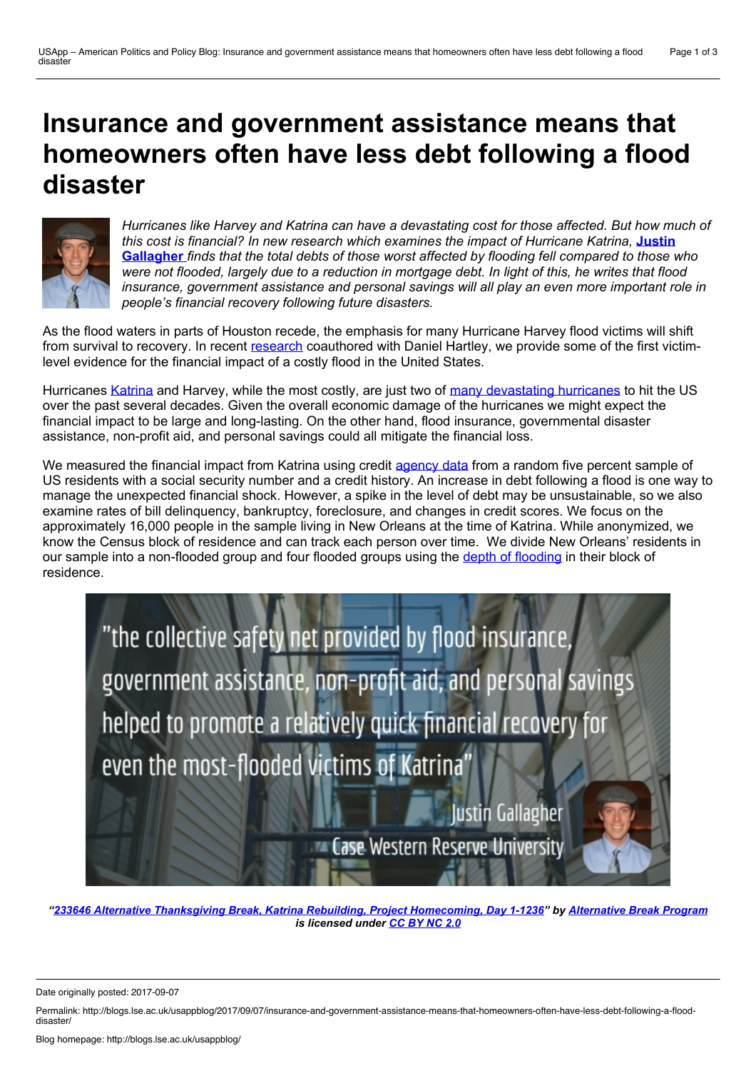# Insurance and government assistance means that homeowners often have less debt following a flood disaster

*Hurricanes like Harvey and Katrina can have a devastating cost for those affected. But how much of this cost is financial? In new research which examines the impact of Hurricane Katrina,* **Justin Gallagher** *finds that the total debts of those worst affected by flooding fell compared to those who were not flooded, largely due to a reduction in mortgage debt. In light of this, he writes that flood insurance, government assistance and personal savings will all play an even more important role in people's financial recovery following future disasters.*

As the flood waters in parts of Houston recede, the emphasis for many Hurricane Harvey flood victims will shift from survival to recovery. In recent research coauthored with Daniel Hartley, we provide some of the first victim-level evidence for the financial impact of a costly flood in the United States.

Hurricanes Katrina and Harvey, while the most costly, are just two of many devastating hurricanes to hit the US over the past several decades. Given the overall economic damage of the hurricanes we might expect the financial impact to be large and long-lasting. On the other hand, flood insurance, governmental disaster assistance, non-profit aid, and personal savings could all mitigate the financial loss.

We measured the financial impact from Katrina using credit agency data from a random five percent sample of US residents with a social security number and a credit history. An increase in debt following a flood is one way to manage the unexpected financial shock. However, a spike in the level of debt may be unsustainable, so we also examine rates of bill delinquency, bankruptcy, foreclosure, and changes in credit scores. We focus on the approximately 16,000 people in the sample living in New Orleans at the time of Katrina. While anonymized, we know the Census block of residence and can track each person over time. We divide New Orleans' residents in our sample into a non-flooded group and four flooded groups using the depth of flooding in their block of residence.

"the collective safety net provided by flood insurance, government assistance, non-profit aid, and personal savings helped to promote a relatively quick financial recovery for even the most-flooded victims of Katrina"

Justin Gallagher
Case Western Reserve University

*"233646 Alternative Thanksgiving Break, Katrina Rebuilding, Project Homecoming, Day 1-1236" by Alternative Break Program is licensed under CC BY NC 2.0*

Date originally posted: 2017-09-07

Permalink: http://blogs.lse.ac.uk/usappblog/2017/09/07/insurance-and-government-assistance-means-that-homeowners-often-have-less-debt-following-a-flood-disaster/

Blog homepage: http://blogs.lse.ac.uk/usappblog/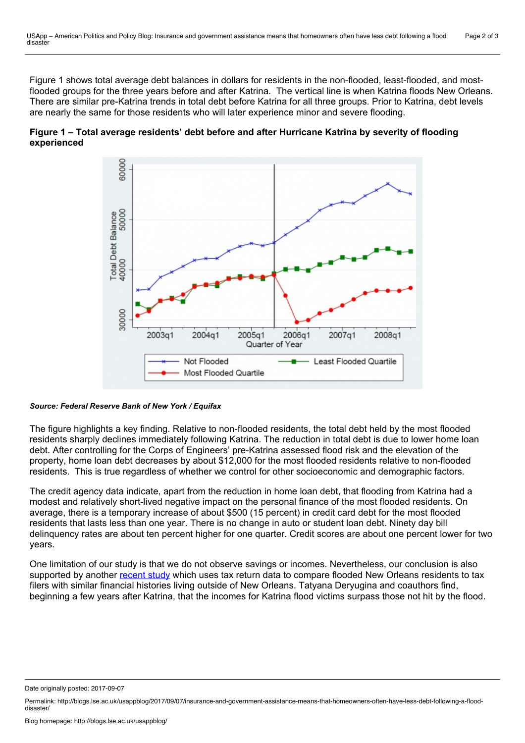Figure 1 shows total average debt balances in dollars for residents in the non-flooded, least-flooded, and most-flooded groups for the three years before and after Katrina. The vertical line is when Katrina floods New Orleans. There are similar pre-Katrina trends in total debt before Katrina for all three groups. Prior to Katrina, debt levels are nearly the same for those residents who will later experience minor and severe flooding.

**Figure 1 – Total average residents' debt before and after Hurricane Katrina by severity of flooding experienced**

***Source: Federal Reserve Bank of New York / Equifax***

The figure highlights a key finding. Relative to non-flooded residents, the total debt held by the most flooded residents sharply declines immediately following Katrina. The reduction in total debt is due to lower home loan debt. After controlling for the Corps of Engineers' pre-Katrina assessed flood risk and the elevation of the property, home loan debt decreases by about $12,000 for the most flooded residents relative to non-flooded residents. This is true regardless of whether we control for other socioeconomic and demographic factors.

The credit agency data indicate, apart from the reduction in home loan debt, that flooding from Katrina had a modest and relatively short-lived negative impact on the personal finance of the most flooded residents. On average, there is a temporary increase of about $500 (15 percent) in credit card debt for the most flooded residents that lasts less than one year. There is no change in auto or student loan debt. Ninety day bill delinquency rates are about ten percent higher for one quarter. Credit scores are about one percent lower for two years.

One limitation of our study is that we do not observe savings or incomes. Nevertheless, our conclusion is also supported by another recent study which uses tax return data to compare flooded New Orleans residents to tax filers with similar financial histories living outside of New Orleans. Tatyana Deryugina and coauthors find, beginning a few years after Katrina, that the incomes for Katrina flood victims surpass those not hit by the flood.

Date originally posted: 2017-09-07

Permalink: http://blogs.lse.ac.uk/usappblog/2017/09/07/insurance-and-government-assistance-means-that-homeowners-often-have-less-debt-following-a-flood-disaster/

Blog homepage: http://blogs.lse.ac.uk/usappblog/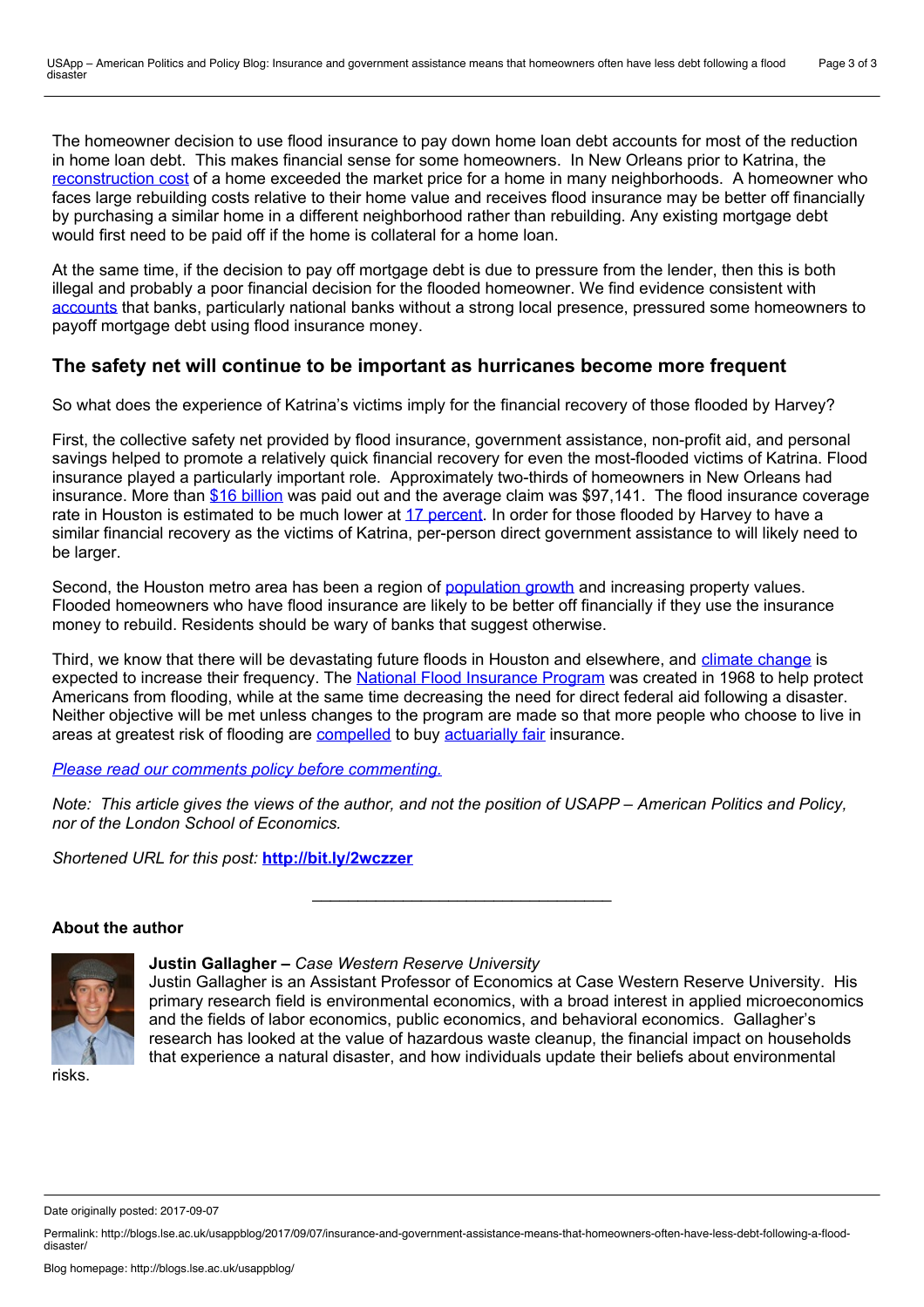The homeowner decision to use flood insurance to pay down home loan debt accounts for most of the reduction in home loan debt. This makes financial sense for some homeowners. In New Orleans prior to Katrina, the reconstruction cost of a home exceeded the market price for a home in many neighborhoods. A homeowner who faces large rebuilding costs relative to their home value and receives flood insurance may be better off financially by purchasing a similar home in a different neighborhood rather than rebuilding. Any existing mortgage debt would first need to be paid off if the home is collateral for a home loan.

At the same time, if the decision to pay off mortgage debt is due to pressure from the lender, then this is both illegal and probably a poor financial decision for the flooded homeowner. We find evidence consistent with accounts that banks, particularly national banks without a strong local presence, pressured some homeowners to payoff mortgage debt using flood insurance money.

## The safety net will continue to be important as hurricanes become more frequent

So what does the experience of Katrina's victims imply for the financial recovery of those flooded by Harvey?

First, the collective safety net provided by flood insurance, government assistance, non-profit aid, and personal savings helped to promote a relatively quick financial recovery for even the most-flooded victims of Katrina. Flood insurance played a particularly important role. Approximately two-thirds of homeowners in New Orleans had insurance. More than $16 billion was paid out and the average claim was $97,141. The flood insurance coverage rate in Houston is estimated to be much lower at 17 percent. In order for those flooded by Harvey to have a similar financial recovery as the victims of Katrina, per-person direct government assistance to will likely need to be larger.

Second, the Houston metro area has been a region of population growth and increasing property values. Flooded homeowners who have flood insurance are likely to be better off financially if they use the insurance money to rebuild. Residents should be wary of banks that suggest otherwise.

Third, we know that there will be devastating future floods in Houston and elsewhere, and climate change is expected to increase their frequency. The National Flood Insurance Program was created in 1968 to help protect Americans from flooding, while at the same time decreasing the need for direct federal aid following a disaster. Neither objective will be met unless changes to the program are made so that more people who choose to live in areas at greatest risk of flooding are compelled to buy actuarially fair insurance.

*Please read our comments policy before commenting.*

*Note: This article gives the views of the author, and not the position of USAPP – American Politics and Policy, nor of the London School of Economics.*

*Shortened URL for this post:* **http://bit.ly/2wczzer**

---

**About the author**

**Justin Gallagher –** *Case Western Reserve University*
Justin Gallagher is an Assistant Professor of Economics at Case Western Reserve University. His primary research field is environmental economics, with a broad interest in applied microeconomics and the fields of labor economics, public economics, and behavioral economics. Gallagher's research has looked at the value of hazardous waste cleanup, the financial impact on households that experience a natural disaster, and how individuals update their beliefs about environmental risks.

Date originally posted: 2017-09-07

Permalink: http://blogs.lse.ac.uk/usappblog/2017/09/07/insurance-and-government-assistance-means-that-homeowners-often-have-less-debt-following-a-flood-disaster/

Blog homepage: http://blogs.lse.ac.uk/usappblog/